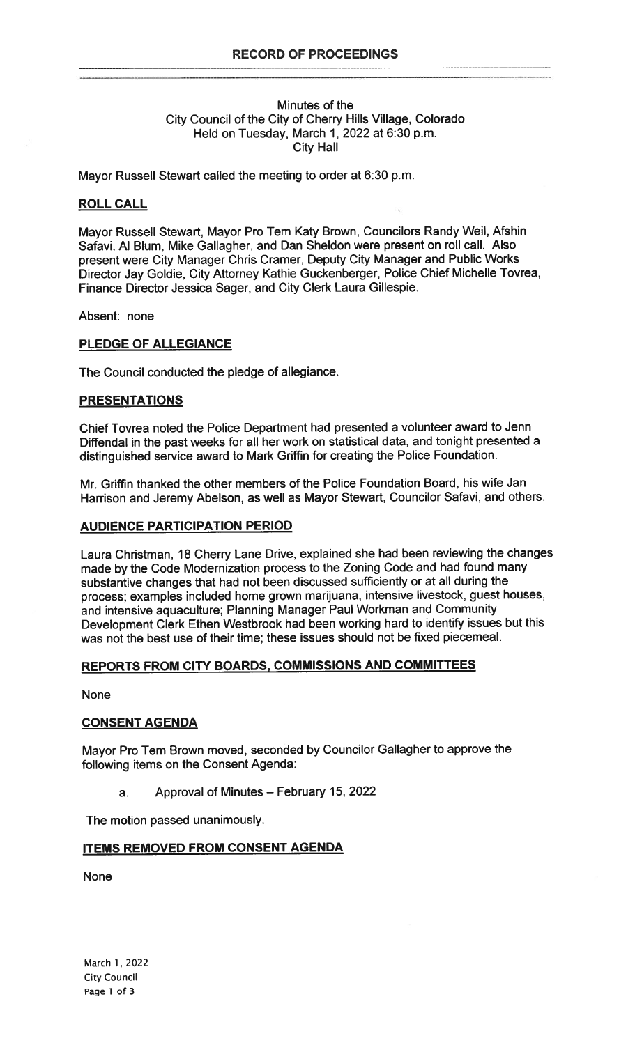# RECORD OF PROCEEDINGS

Minutes of the
City Council of the City of Cherry Hills Village, Colorado
Held on Tuesday, March 1, 2022 at 6:30 p.m.
City Hall

Mayor Russell Stewart called the meeting to order at 6:30 p.m.

## ROLL CALL

Mayor Russell Stewart, Mayor Pro Tem Katy Brown, Councilors Randy Weil, Afshin Safavi, Al Blum, Mike Gallagher, and Dan Sheldon were present on roll call. Also present were City Manager Chris Cramer, Deputy City Manager and Public Works Director Jay Goldie, City Attorney Kathie Guckenberger, Police Chief Michelle Tovrea, Finance Director Jessica Sager, and City Clerk Laura Gillespie.

Absent: none

## PLEDGE OF ALLEGIANCE

The Council conducted the pledge of allegiance.

## PRESENTATIONS

Chief Tovrea noted the Police Department had presented a volunteer award to Jenn Diffendal in the past weeks for all her work on statistical data, and tonight presented a distinguished service award to Mark Griffin for creating the Police Foundation.

Mr. Griffin thanked the other members of the Police Foundation Board, his wife Jan Harrison and Jeremy Abelson, as well as Mayor Stewart, Councilor Safavi, and others.

## AUDIENCE PARTICIPATION PERIOD

Laura Christman, 18 Cherry Lane Drive, explained she had been reviewing the changes made by the Code Modernization process to the Zoning Code and had found many substantive changes that had not been discussed sufficiently or at all during the process; examples included home grown marijuana, intensive livestock, guest houses, and intensive aquaculture; Planning Manager Paul Workman and Community Development Clerk Ethen Westbrook had been working hard to identify issues but this was not the best use of their time; these issues should not be fixed piecemeal.

## REPORTS FROM CITY BOARDS, COMMISSIONS AND COMMITTEES

None

## CONSENT AGENDA

Mayor Pro Tem Brown moved, seconded by Councilor Gallagher to approve the following items on the Consent Agenda:

a. Approval of Minutes – February 15, 2022

The motion passed unanimously.

## ITEMS REMOVED FROM CONSENT AGENDA

None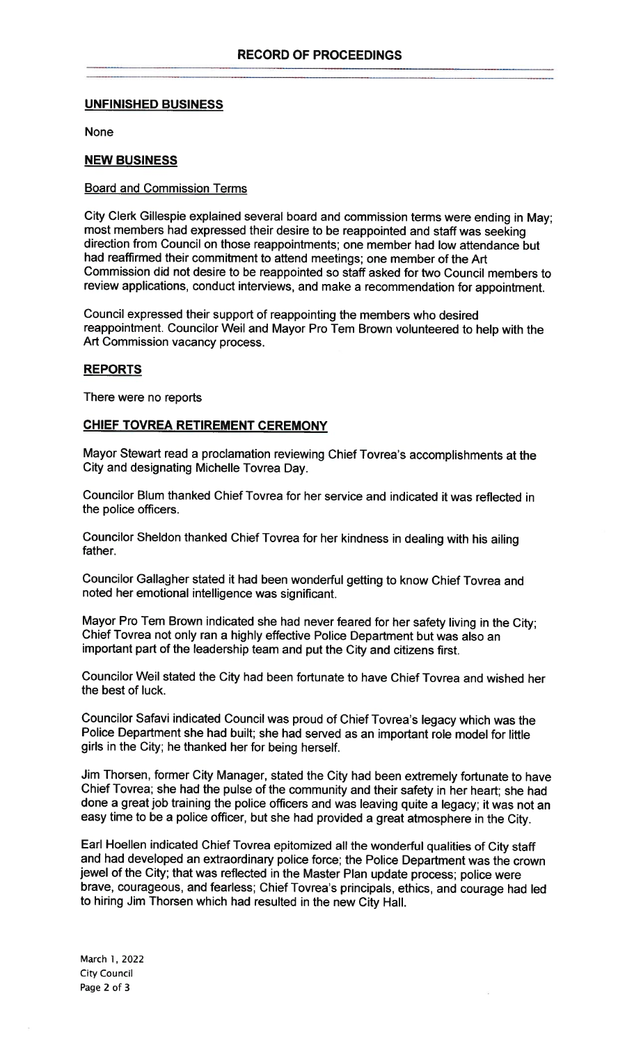## UNFINISHED BUSINESS

None

## NEW BUSINESS

Board and Commission Terms

City Clerk Gillespie explained several board and commission terms were ending in May; most members had expressed their desire to be reappointed and staff was seeking direction from Council on those reappointments; one member had low attendance but had reaffirmed their commitment to attend meetings; one member of the Art Commission did not desire to be reappointed so staff asked for two Council members to review applications, conduct interviews, and make a recommendation for appointment.

Council expressed their support of reappointing the members who desired reappointment. Councilor Weil and Mayor Pro Tem Brown volunteered to help with the Art Commission vacancy process.

## REPORTS

There were no reports

## CHIEF TOVREA RETIREMENT CEREMONY

Mayor Stewart read a proclamation reviewing Chief Tovrea's accomplishments at the City and designating Michelle Tovrea Day.

Councilor Blum thanked Chief Tovrea for her service and indicated it was reflected in the police officers.

Councilor Sheldon thanked Chief Tovrea for her kindness in dealing with his ailing father.

Councilor Gallagher stated it had been wonderful getting to know Chief Tovrea and noted her emotional intelligence was significant.

Mayor Pro Tem Brown indicated she had never feared for her safety living in the City; Chief Tovrea not only ran a highly effective Police Department but was also an important part of the leadership team and put the City and citizens first.

Councilor Weil stated the City had been fortunate to have Chief Tovrea and wished her the best of luck.

Councilor Safavi indicated Council was proud of Chief Tovrea's legacy which was the Police Department she had built; she had served as an important role model for little girls in the City; he thanked her for being herself.

Jim Thorsen, former City Manager, stated the City had been extremely fortunate to have Chief Tovrea; she had the pulse of the community and their safety in her heart; she had done a great job training the police officers and was leaving quite a legacy; it was not an easy time to be a police officer, but she had provided a great atmosphere in the City.

Earl Hoellen indicated Chief Tovrea epitomized all the wonderful qualities of City staff and had developed an extraordinary police force; the Police Department was the crown jewel of the City; that was reflected in the Master Plan update process; police were brave, courageous, and fearless; Chief Tovrea's principals, ethics, and courage had led to hiring Jim Thorsen which had resulted in the new City Hall.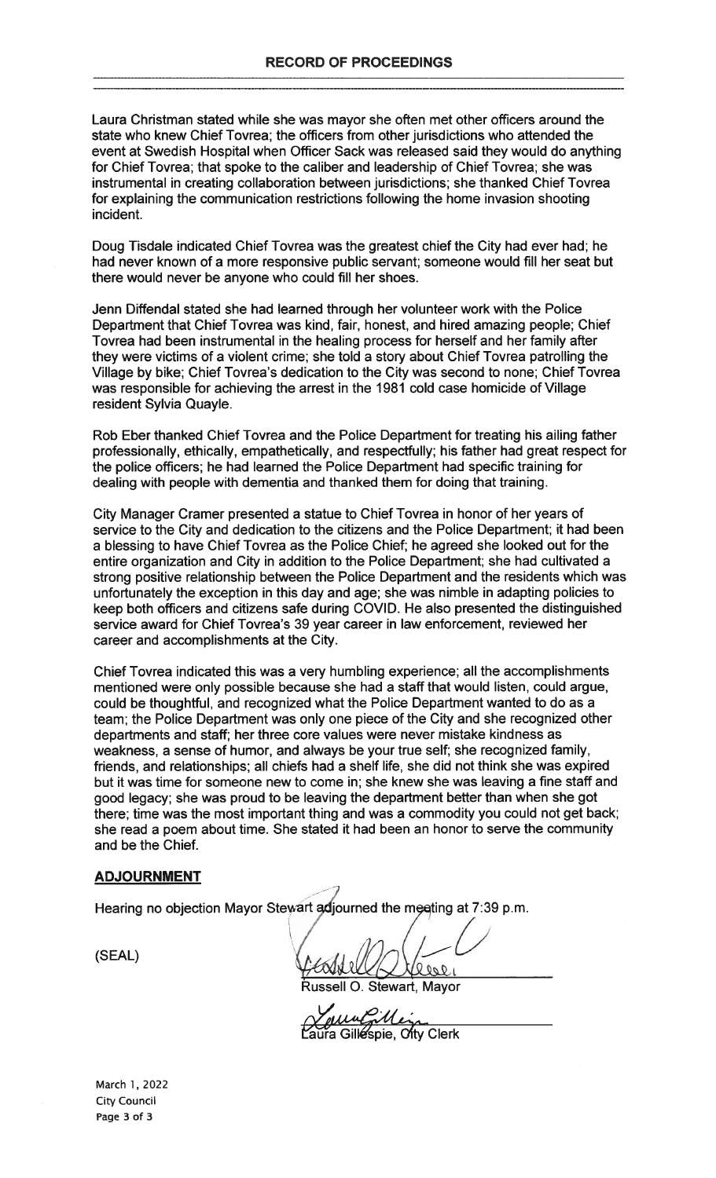Laura Christman stated while she was mayor she often met other officers around the state who knew Chief Tovrea; the officers from other jurisdictions who attended the event at Swedish Hospital when Officer Sack was released said they would do anything for Chief Tovrea; that spoke to the caliber and leadership of Chief Tovrea; she was instrumental in creating collaboration between jurisdictions; she thanked Chief Tovrea for explaining the communication restrictions following the home invasion shooting incident.

Doug Tisdale indicated Chief Tovrea was the greatest chief the City had ever had; he had never known of a more responsive public servant; someone would fill her seat but there would never be anyone who could fill her shoes.

Jenn Diffendal stated she had learned through her volunteer work with the Police Department that Chief Tovrea was kind, fair, honest, and hired amazing people; Chief Tovrea had been instrumental in the healing process for herself and her family after they were victims of a violent crime; she told a story about Chief Tovrea patrolling the Village by bike; Chief Tovrea's dedication to the City was second to none; Chief Tovrea was responsible for achieving the arrest in the 1981 cold case homicide of Village resident Sylvia Quayle.

Rob Eber thanked Chief Tovrea and the Police Department for treating his ailing father professionally, ethically, empathetically, and respectfully; his father had great respect for the police officers; he had learned the Police Department had specific training for dealing with people with dementia and thanked them for doing that training.

City Manager Cramer presented a statue to Chief Tovrea in honor of her years of service to the City and dedication to the citizens and the Police Department; it had been a blessing to have Chief Tovrea as the Police Chief; he agreed she looked out for the entire organization and City in addition to the Police Department; she had cultivated a strong positive relationship between the Police Department and the residents which was unfortunately the exception in this day and age; she was nimble in adapting policies to keep both officers and citizens safe during COVID. He also presented the distinguished service award for Chief Tovrea's 39 year career in law enforcement, reviewed her career and accomplishments at the City.

Chief Tovrea indicated this was a very humbling experience; all the accomplishments mentioned were only possible because she had a staff that would listen, could argue, could be thoughtful, and recognized what the Police Department wanted to do as a team; the Police Department was only one piece of the City and she recognized other departments and staff; her three core values were never mistake kindness as weakness, a sense of humor, and always be your true self; she recognized family, friends, and relationships; all chiefs had a shelf life, she did not think she was expired but it was time for someone new to come in; she knew she was leaving a fine staff and good legacy; she was proud to be leaving the department better than when she got there; time was the most important thing and was a commodity you could not get back; she read a poem about time. She stated it had been an honor to serve the community and be the Chief.

## ADJOURNMENT

Hearing no objection Mayor Stewart adjourned the meeting at 7:39 p.m.

(SEAL)

Russell O. Stewart, Mayor

Laura Gillespie, City Clerk

March 1, 2022
City Council